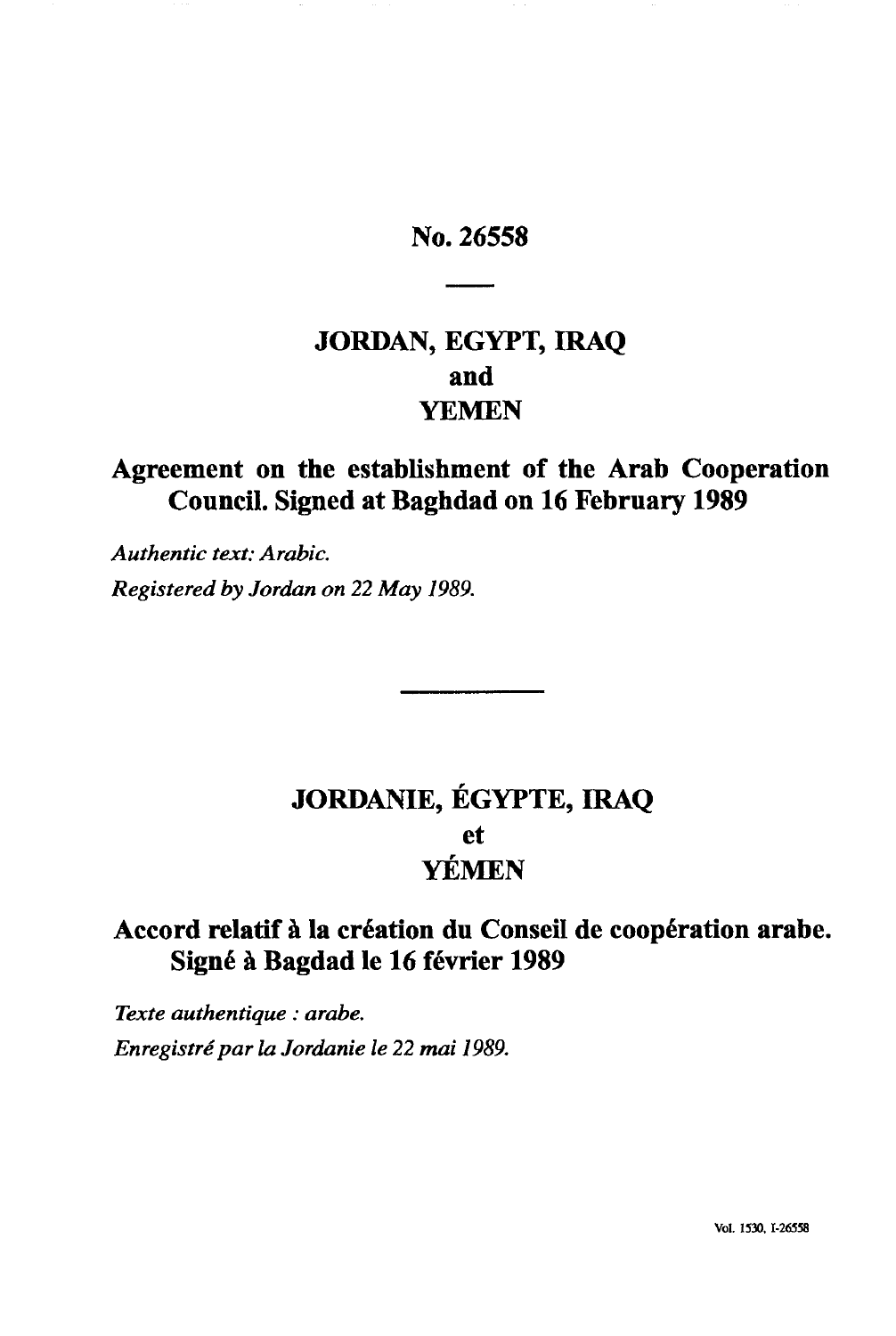# No. 26558

---

## JORDAN, EGYPT, IRAQ
## and
## YEMEN

## Agreement on the establishment of the Arab Cooperation Council. Signed at Baghdad on 16 February 1989

*Authentic text: Arabic.*

*Registered by Jordan on 22 May 1989.*

---

## JORDANIE, ÉGYPTE, IRAQ
## et
## YÉMEN

## Accord relatif à la création du Conseil de coopération arabe. Signé à Bagdad le 16 février 1989

*Texte authentique : arabe.*

*Enregistré par la Jordanie le 22 mai 1989.*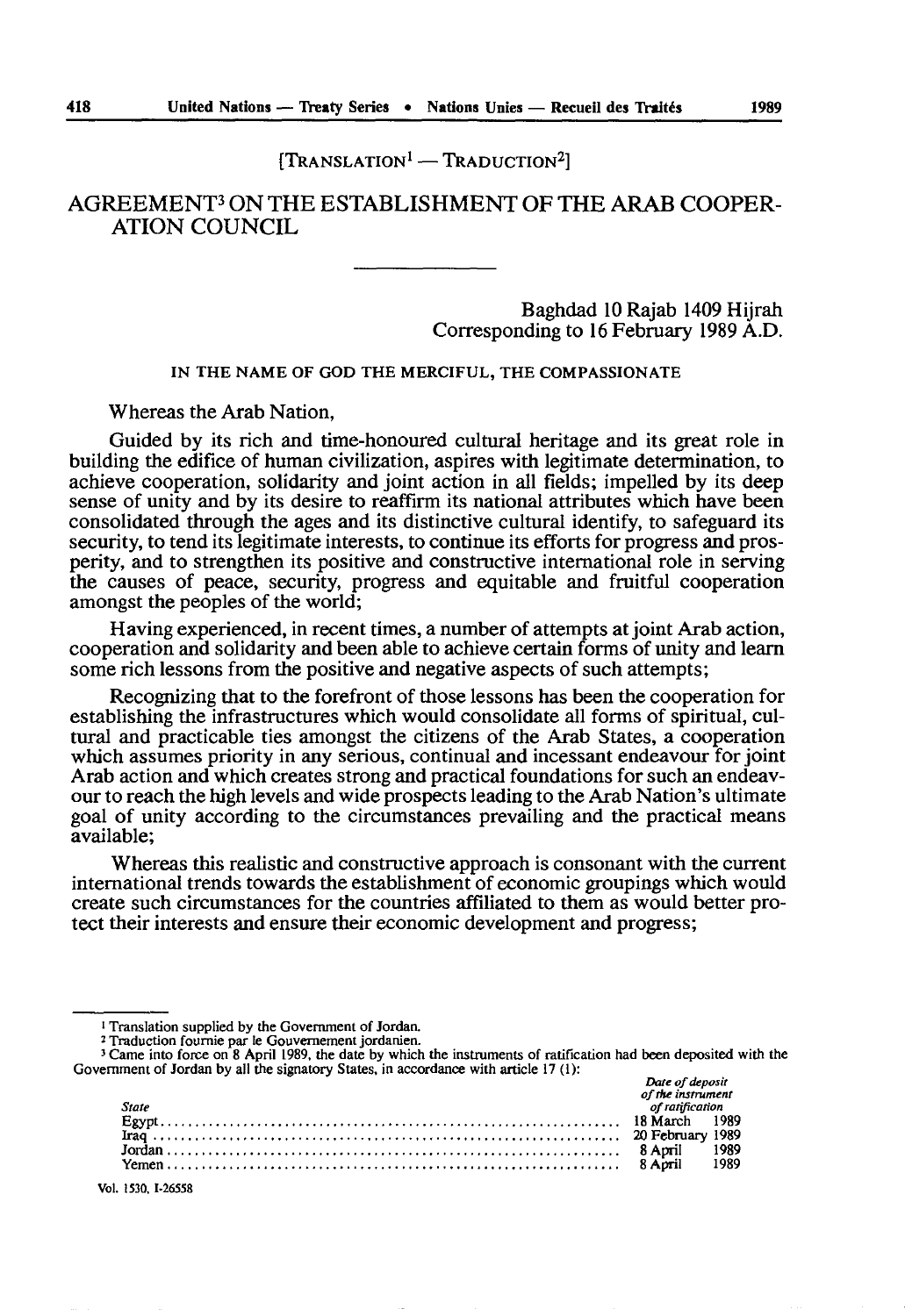[TRANSLATION[1] — TRADUCTION[2]]

# AGREEMENT[3] ON THE ESTABLISHMENT OF THE ARAB COOPERATION COUNCIL

Baghdad 10 Rajab 1409 Hijrah
Corresponding to 16 February 1989 A.D.

IN THE NAME OF GOD THE MERCIFUL, THE COMPASSIONATE

Whereas the Arab Nation,

Guided by its rich and time-honoured cultural heritage and its great role in building the edifice of human civilization, aspires with legitimate determination, to achieve cooperation, solidarity and joint action in all fields; impelled by its deep sense of unity and by its desire to reaffirm its national attributes which have been consolidated through the ages and its distinctive cultural identify, to safeguard its security, to tend its legitimate interests, to continue its efforts for progress and prosperity, and to strengthen its positive and constructive international role in serving the causes of peace, security, progress and equitable and fruitful cooperation amongst the peoples of the world;

Having experienced, in recent times, a number of attempts at joint Arab action, cooperation and solidarity and been able to achieve certain forms of unity and learn some rich lessons from the positive and negative aspects of such attempts;

Recognizing that to the forefront of those lessons has been the cooperation for establishing the infrastructures which would consolidate all forms of spiritual, cultural and practicable ties amongst the citizens of the Arab States, a cooperation which assumes priority in any serious, continual and incessant endeavour for joint Arab action and which creates strong and practical foundations for such an endeavour to reach the high levels and wide prospects leading to the Arab Nation's ultimate goal of unity according to the circumstances prevailing and the practical means available;

Whereas this realistic and constructive approach is consonant with the current international trends towards the establishment of economic groupings which would create such circumstances for the countries affiliated to them as would better protect their interests and ensure their economic development and progress;

---

[1] Translation supplied by the Government of Jordan.

[2] Traduction fournie par le Gouvernement jordanien.

[3] Came into force on 8 April 1989, the date by which the instruments of ratification had been deposited with the Government of Jordan by all the signatory States, in accordance with article 17 (1):

| *State* | *Date of deposit of the instrument of ratification* |
|---|---|
| Egypt | 18 March 1989 |
| Iraq | 20 February 1989 |
| Jordan | 8 April 1989 |
| Yemen | 8 April 1989 |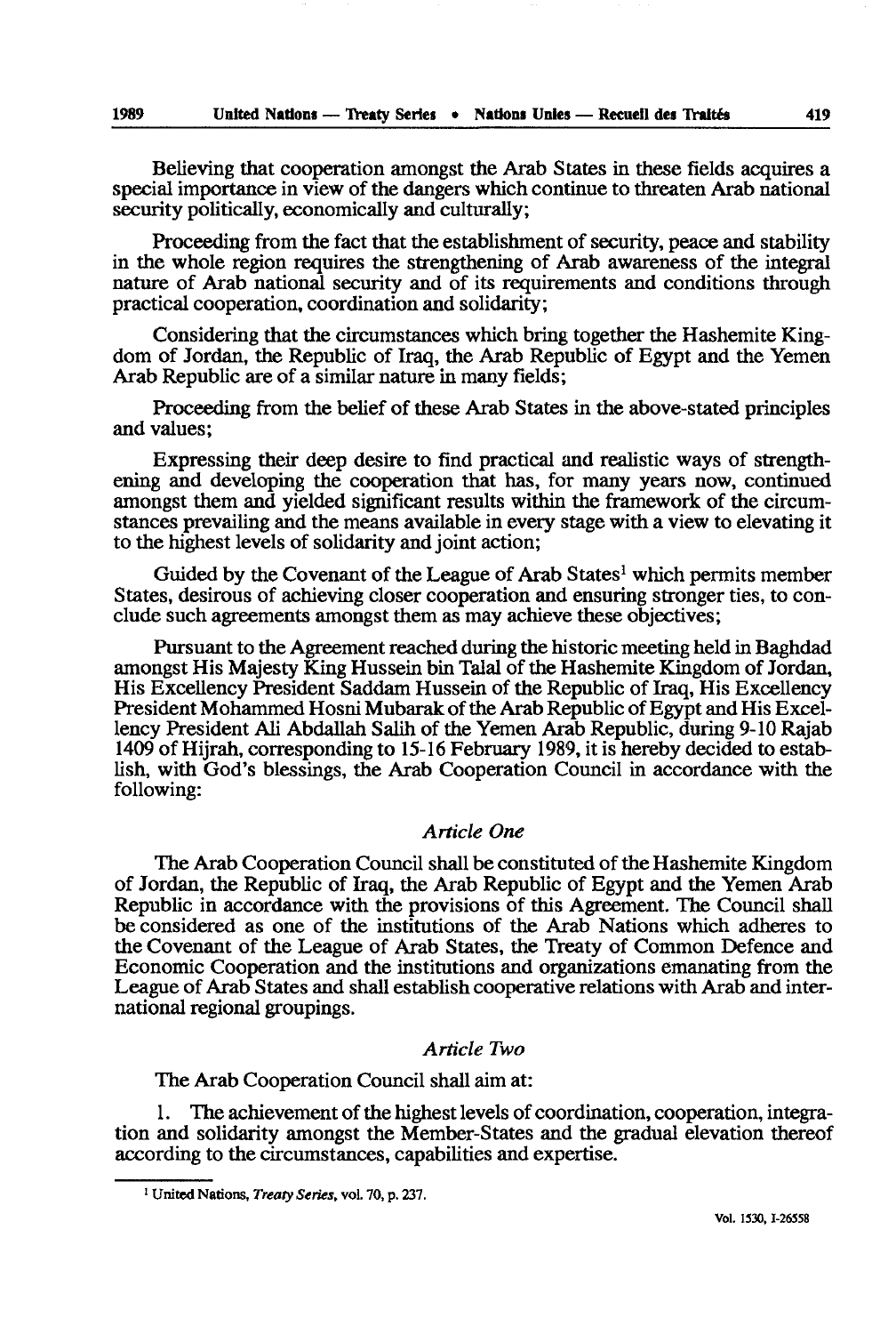Believing that cooperation amongst the Arab States in these fields acquires a special importance in view of the dangers which continue to threaten Arab national security politically, economically and culturally;

Proceeding from the fact that the establishment of security, peace and stability in the whole region requires the strengthening of Arab awareness of the integral nature of Arab national security and of its requirements and conditions through practical cooperation, coordination and solidarity;

Considering that the circumstances which bring together the Hashemite Kingdom of Jordan, the Republic of Iraq, the Arab Republic of Egypt and the Yemen Arab Republic are of a similar nature in many fields;

Proceeding from the belief of these Arab States in the above-stated principles and values;

Expressing their deep desire to find practical and realistic ways of strengthening and developing the cooperation that has, for many years now, continued amongst them and yielded significant results within the framework of the circumstances prevailing and the means available in every stage with a view to elevating it to the highest levels of solidarity and joint action;

Guided by the Covenant of the League of Arab States[1] which permits member States, desirous of achieving closer cooperation and ensuring stronger ties, to conclude such agreements amongst them as may achieve these objectives;

Pursuant to the Agreement reached during the historic meeting held in Baghdad amongst His Majesty King Hussein bin Talal of the Hashemite Kingdom of Jordan, His Excellency President Saddam Hussein of the Republic of Iraq, His Excellency President Mohammed Hosni Mubarak of the Arab Republic of Egypt and His Excellency President Ali Abdallah Salih of the Yemen Arab Republic, during 9-10 Rajab 1409 of Hijrah, corresponding to 15-16 February 1989, it is hereby decided to establish, with God's blessings, the Arab Cooperation Council in accordance with the following:

### *Article One*

The Arab Cooperation Council shall be constituted of the Hashemite Kingdom of Jordan, the Republic of Iraq, the Arab Republic of Egypt and the Yemen Arab Republic in accordance with the provisions of this Agreement. The Council shall be considered as one of the institutions of the Arab Nations which adheres to the Covenant of the League of Arab States, the Treaty of Common Defence and Economic Cooperation and the institutions and organizations emanating from the League of Arab States and shall establish cooperative relations with Arab and international regional groupings.

### *Article Two*

The Arab Cooperation Council shall aim at:

1. The achievement of the highest levels of coordination, cooperation, integration and solidarity amongst the Member-States and the gradual elevation thereof according to the circumstances, capabilities and expertise.

---

[1] United Nations, *Treaty Series*, vol. 70, p. 237.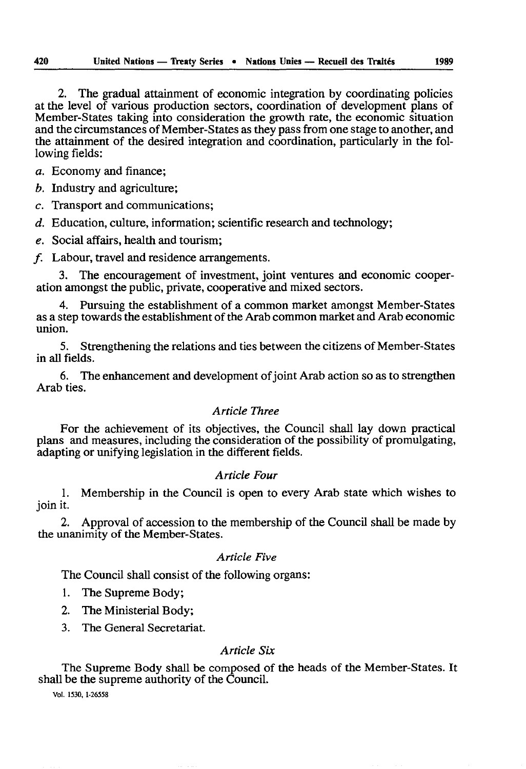2. The gradual attainment of economic integration by coordinating policies at the level of various production sectors, coordination of development plans of Member-States taking into consideration the growth rate, the economic situation and the circumstances of Member-States as they pass from one stage to another, and the attainment of the desired integration and coordination, particularly in the following fields:

*a.* Economy and finance;

*b.* Industry and agriculture;

*c.* Transport and communications;

*d.* Education, culture, information; scientific research and technology;

*e.* Social affairs, health and tourism;

*f.* Labour, travel and residence arrangements.

3. The encouragement of investment, joint ventures and economic cooperation amongst the public, private, cooperative and mixed sectors.

4. Pursuing the establishment of a common market amongst Member-States as a step towards the establishment of the Arab common market and Arab economic union.

5. Strengthening the relations and ties between the citizens of Member-States in all fields.

6. The enhancement and development of joint Arab action so as to strengthen Arab ties.

### *Article Three*

For the achievement of its objectives, the Council shall lay down practical plans and measures, including the consideration of the possibility of promulgating, adapting or unifying legislation in the different fields.

### *Article Four*

1. Membership in the Council is open to every Arab state which wishes to join it.

2. Approval of accession to the membership of the Council shall be made by the unanimity of the Member-States.

### *Article Five*

The Council shall consist of the following organs:

1. The Supreme Body;
2. The Ministerial Body;
3. The General Secretariat.

### *Article Six*

The Supreme Body shall be composed of the heads of the Member-States. It shall be the supreme authority of the Council.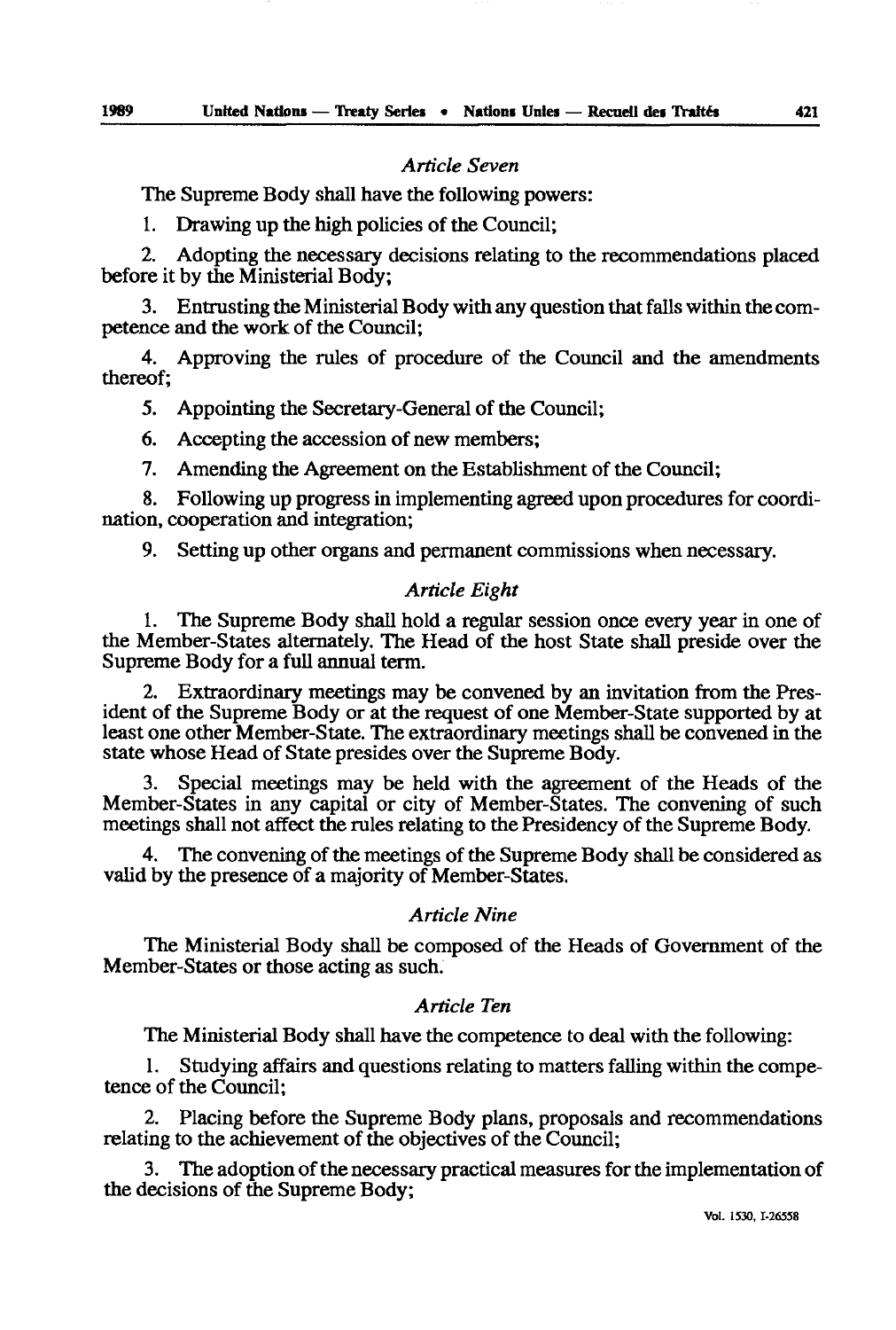*Article Seven*

The Supreme Body shall have the following powers:

1. Drawing up the high policies of the Council;

2. Adopting the necessary decisions relating to the recommendations placed before it by the Ministerial Body;

3. Entrusting the Ministerial Body with any question that falls within the competence and the work of the Council;

4. Approving the rules of procedure of the Council and the amendments thereof;

5. Appointing the Secretary-General of the Council;

6. Accepting the accession of new members;

7. Amending the Agreement on the Establishment of the Council;

8. Following up progress in implementing agreed upon procedures for coordination, cooperation and integration;

9. Setting up other organs and permanent commissions when necessary.

*Article Eight*

1. The Supreme Body shall hold a regular session once every year in one of the Member-States alternately. The Head of the host State shall preside over the Supreme Body for a full annual term.

2. Extraordinary meetings may be convened by an invitation from the President of the Supreme Body or at the request of one Member-State supported by at least one other Member-State. The extraordinary meetings shall be convened in the state whose Head of State presides over the Supreme Body.

3. Special meetings may be held with the agreement of the Heads of the Member-States in any capital or city of Member-States. The convening of such meetings shall not affect the rules relating to the Presidency of the Supreme Body.

4. The convening of the meetings of the Supreme Body shall be considered as valid by the presence of a majority of Member-States.

*Article Nine*

The Ministerial Body shall be composed of the Heads of Government of the Member-States or those acting as such.

*Article Ten*

The Ministerial Body shall have the competence to deal with the following:

1. Studying affairs and questions relating to matters falling within the competence of the Council;

2. Placing before the Supreme Body plans, proposals and recommendations relating to the achievement of the objectives of the Council;

3. The adoption of the necessary practical measures for the implementation of the decisions of the Supreme Body;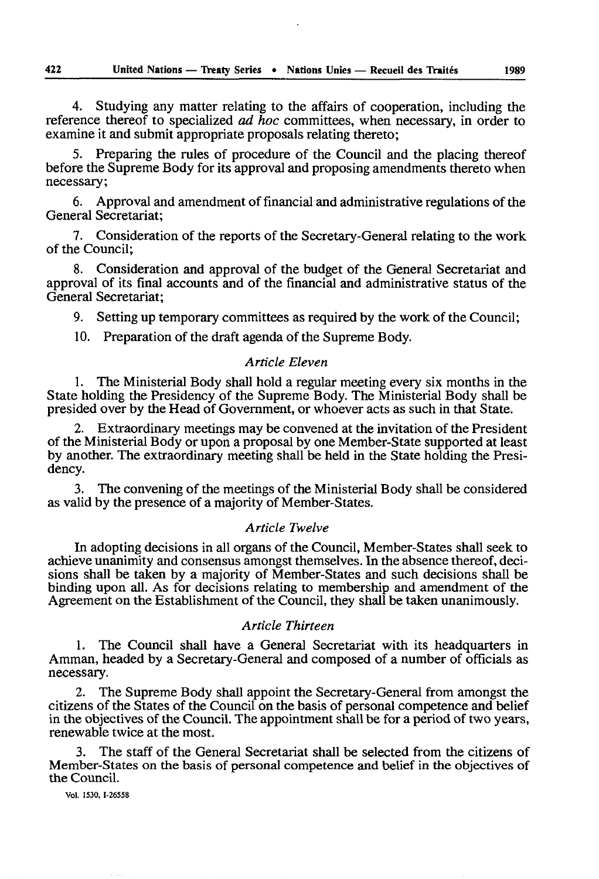4. Studying any matter relating to the affairs of cooperation, including the reference thereof to specialized *ad hoc* committees, when necessary, in order to examine it and submit appropriate proposals relating thereto;

5. Preparing the rules of procedure of the Council and the placing thereof before the Supreme Body for its approval and proposing amendments thereto when necessary;

6. Approval and amendment of financial and administrative regulations of the General Secretariat;

7. Consideration of the reports of the Secretary-General relating to the work of the Council;

8. Consideration and approval of the budget of the General Secretariat and approval of its final accounts and of the financial and administrative status of the General Secretariat;

9. Setting up temporary committees as required by the work of the Council;

10. Preparation of the draft agenda of the Supreme Body.

*Article Eleven*

1. The Ministerial Body shall hold a regular meeting every six months in the State holding the Presidency of the Supreme Body. The Ministerial Body shall be presided over by the Head of Government, or whoever acts as such in that State.

2. Extraordinary meetings may be convened at the invitation of the President of the Ministerial Body or upon a proposal by one Member-State supported at least by another. The extraordinary meeting shall be held in the State holding the Presidency.

3. The convening of the meetings of the Ministerial Body shall be considered as valid by the presence of a majority of Member-States.

*Article Twelve*

In adopting decisions in all organs of the Council, Member-States shall seek to achieve unanimity and consensus amongst themselves. In the absence thereof, decisions shall be taken by a majority of Member-States and such decisions shall be binding upon all. As for decisions relating to membership and amendment of the Agreement on the Establishment of the Council, they shall be taken unanimously.

*Article Thirteen*

1. The Council shall have a General Secretariat with its headquarters in Amman, headed by a Secretary-General and composed of a number of officials as necessary.

2. The Supreme Body shall appoint the Secretary-General from amongst the citizens of the States of the Council on the basis of personal competence and belief in the objectives of the Council. The appointment shall be for a period of two years, renewable twice at the most.

3. The staff of the General Secretariat shall be selected from the citizens of Member-States on the basis of personal competence and belief in the objectives of the Council.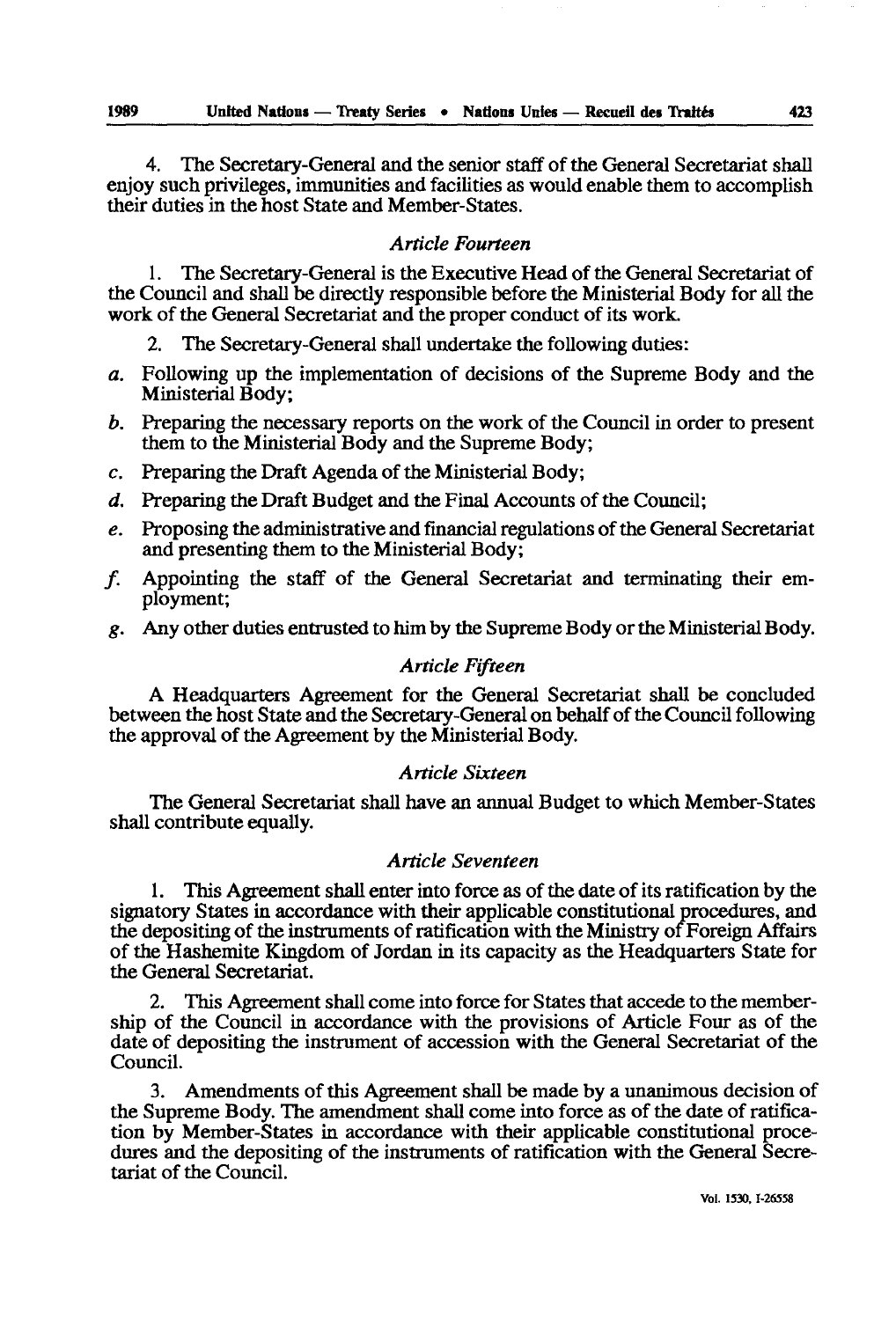4. The Secretary-General and the senior staff of the General Secretariat shall enjoy such privileges, immunities and facilities as would enable them to accomplish their duties in the host State and Member-States.

### *Article Fourteen*

1. The Secretary-General is the Executive Head of the General Secretariat of the Council and shall be directly responsible before the Ministerial Body for all the work of the General Secretariat and the proper conduct of its work.

2. The Secretary-General shall undertake the following duties:

*a.* Following up the implementation of decisions of the Supreme Body and the Ministerial Body;

*b.* Preparing the necessary reports on the work of the Council in order to present them to the Ministerial Body and the Supreme Body;

*c.* Preparing the Draft Agenda of the Ministerial Body;

*d.* Preparing the Draft Budget and the Final Accounts of the Council;

*e.* Proposing the administrative and financial regulations of the General Secretariat and presenting them to the Ministerial Body;

*f.* Appointing the staff of the General Secretariat and terminating their employment;

*g.* Any other duties entrusted to him by the Supreme Body or the Ministerial Body.

### *Article Fifteen*

A Headquarters Agreement for the General Secretariat shall be concluded between the host State and the Secretary-General on behalf of the Council following the approval of the Agreement by the Ministerial Body.

### *Article Sixteen*

The General Secretariat shall have an annual Budget to which Member-States shall contribute equally.

### *Article Seventeen*

1. This Agreement shall enter into force as of the date of its ratification by the signatory States in accordance with their applicable constitutional procedures, and the depositing of the instruments of ratification with the Ministry of Foreign Affairs of the Hashemite Kingdom of Jordan in its capacity as the Headquarters State for the General Secretariat.

2. This Agreement shall come into force for States that accede to the membership of the Council in accordance with the provisions of Article Four as of the date of depositing the instrument of accession with the General Secretariat of the Council.

3. Amendments of this Agreement shall be made by a unanimous decision of the Supreme Body. The amendment shall come into force as of the date of ratification by Member-States in accordance with their applicable constitutional procedures and the depositing of the instruments of ratification with the General Secretariat of the Council.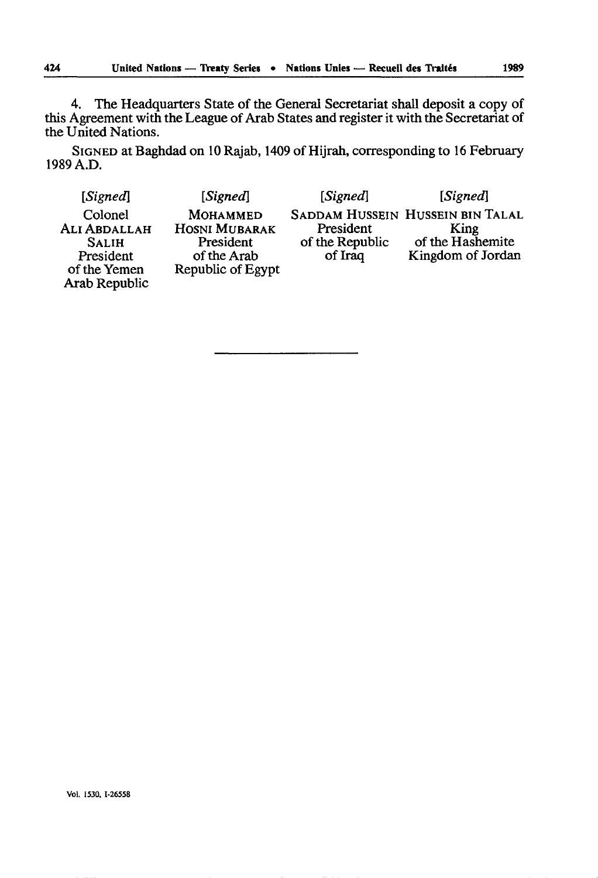4. The Headquarters State of the General Secretariat shall deposit a copy of this Agreement with the League of Arab States and register it with the Secretariat of the United Nations.

SIGNED at Baghdad on 10 Rajab, 1409 of Hijrah, corresponding to 16 February 1989 A.D.

| | | | |
|---|---|---|---|
| *[Signed]* | *[Signed]* | *[Signed]* | *[Signed]* |
| Colonel ALI ABDALLAH SALIH President of the Yemen Arab Republic | MOHAMMED HOSNI MUBARAK President of the Arab Republic of Egypt | SADDAM HUSSEIN President of the Republic of Iraq | HUSSEIN BIN TALAL King of the Hashemite Kingdom of Jordan |

Vol. 1530, I-26558